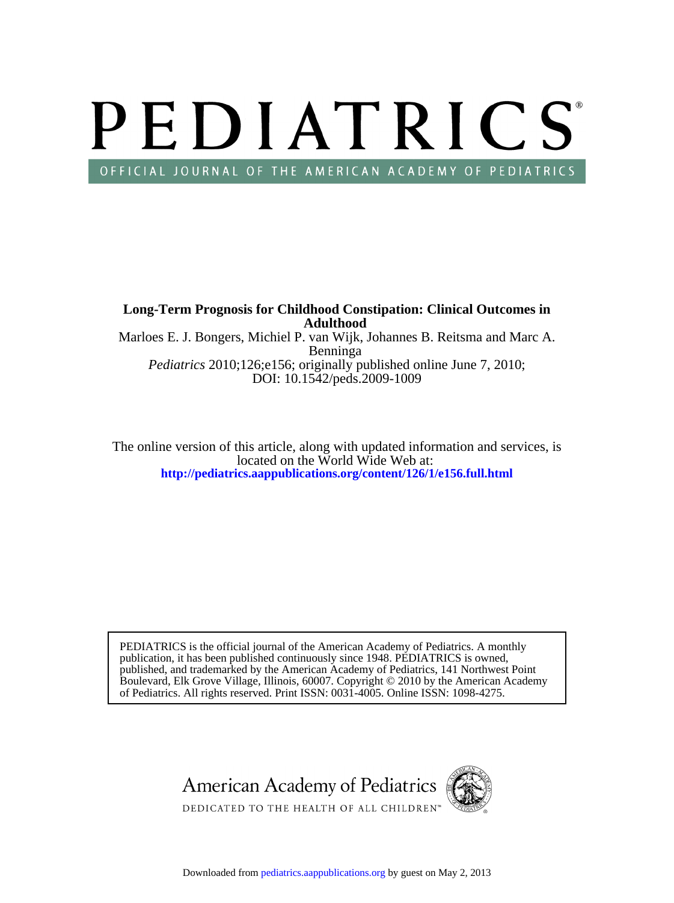# PEDIATRICS

OFFICIAL JOURNAL OF THE AMERICAN ACADEMY OF PEDIATRICS

**Long-Term Prognosis for Childhood Constipation: Clinical Outcomes in Adulthood**

Marloes E. J. Bongers, Michiel P. van Wijk, Johannes B. Reitsma and Marc A. Benninga

*Pediatrics* 2010;126;e156; originally published online June 7, 2010;
DOI: 10.1542/peds.2009-1009

The online version of this article, along with updated information and services, is located on the World Wide Web at:
**http://pediatrics.aappublications.org/content/126/1/e156.full.html**

PEDIATRICS is the official journal of the American Academy of Pediatrics. A monthly publication, it has been published continuously since 1948. PEDIATRICS is owned, published, and trademarked by the American Academy of Pediatrics, 141 Northwest Point Boulevard, Elk Grove Village, Illinois, 60007. Copyright © 2010 by the American Academy of Pediatrics. All rights reserved. Print ISSN: 0031-4005. Online ISSN: 1098-4275.

American Academy of Pediatrics

DEDICATED TO THE HEALTH OF ALL CHILDREN™

Downloaded from pediatrics.aappublications.org by guest on May 2, 2013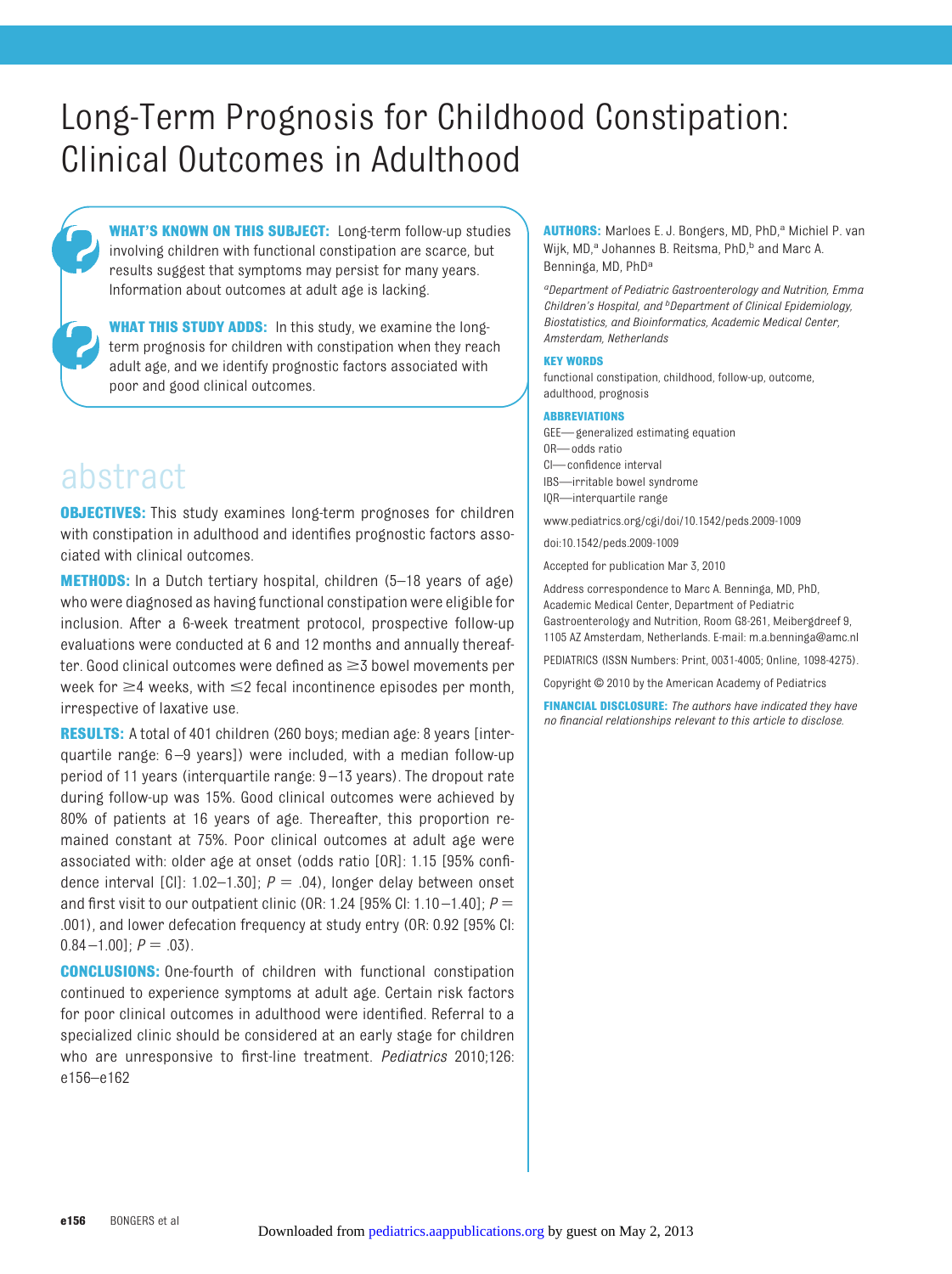# Long-Term Prognosis for Childhood Constipation: Clinical Outcomes in Adulthood

**WHAT'S KNOWN ON THIS SUBJECT:** Long-term follow-up studies involving children with functional constipation are scarce, but results suggest that symptoms may persist for many years. Information about outcomes at adult age is lacking.

**WHAT THIS STUDY ADDS:** In this study, we examine the long-term prognosis for children with constipation when they reach adult age, and we identify prognostic factors associated with poor and good clinical outcomes.

## abstract

**OBJECTIVES:** This study examines long-term prognoses for children with constipation in adulthood and identifies prognostic factors associated with clinical outcomes.

**METHODS:** In a Dutch tertiary hospital, children (5–18 years of age) who were diagnosed as having functional constipation were eligible for inclusion. After a 6-week treatment protocol, prospective follow-up evaluations were conducted at 6 and 12 months and annually thereafter. Good clinical outcomes were defined as ≥3 bowel movements per week for ≥4 weeks, with ≤2 fecal incontinence episodes per month, irrespective of laxative use.

**RESULTS:** A total of 401 children (260 boys; median age: 8 years [interquartile range: 6–9 years]) were included, with a median follow-up period of 11 years (interquartile range: 9–13 years). The dropout rate during follow-up was 15%. Good clinical outcomes were achieved by 80% of patients at 16 years of age. Thereafter, this proportion remained constant at 75%. Poor clinical outcomes at adult age were associated with: older age at onset (odds ratio [OR]: 1.15 [95% confidence interval [CI]: 1.02–1.30]; $P = .04$), longer delay between onset and first visit to our outpatient clinic (OR: 1.24 [95% CI: 1.10–1.40]; $P = .001$), and lower defecation frequency at study entry (OR: 0.92 [95% CI: 0.84–1.00]; $P = .03$).

**CONCLUSIONS:** One-fourth of children with functional constipation continued to experience symptoms at adult age. Certain risk factors for poor clinical outcomes in adulthood were identified. Referral to a specialized clinic should be considered at an early stage for children who are unresponsive to first-line treatment. *Pediatrics* 2010;126: e156–e162

**AUTHORS:** Marloes E. J. Bongers, MD, PhD,[a] Michiel P. van Wijk, MD,[a] Johannes B. Reitsma, PhD,[b] and Marc A. Benninga, MD, PhD[a]

*[a]Department of Pediatric Gastroenterology and Nutrition, Emma Children's Hospital, and [b]Department of Clinical Epidemiology, Biostatistics, and Bioinformatics, Academic Medical Center, Amsterdam, Netherlands*

**KEY WORDS**

functional constipation, childhood, follow-up, outcome, adulthood, prognosis

**ABBREVIATIONS**

GEE—generalized estimating equation
OR—odds ratio
CI—confidence interval
IBS—irritable bowel syndrome
IQR—interquartile range

www.pediatrics.org/cgi/doi/10.1542/peds.2009-1009

doi:10.1542/peds.2009-1009

Accepted for publication Mar 3, 2010

Address correspondence to Marc A. Benninga, MD, PhD, Academic Medical Center, Department of Pediatric Gastroenterology and Nutrition, Room G8-261, Meibergdreef 9, 1105 AZ Amsterdam, Netherlands. E-mail: m.a.benninga@amc.nl

PEDIATRICS (ISSN Numbers: Print, 0031-4005; Online, 1098-4275).

Copyright © 2010 by the American Academy of Pediatrics

**FINANCIAL DISCLOSURE:** *The authors have indicated they have no financial relationships relevant to this article to disclose.*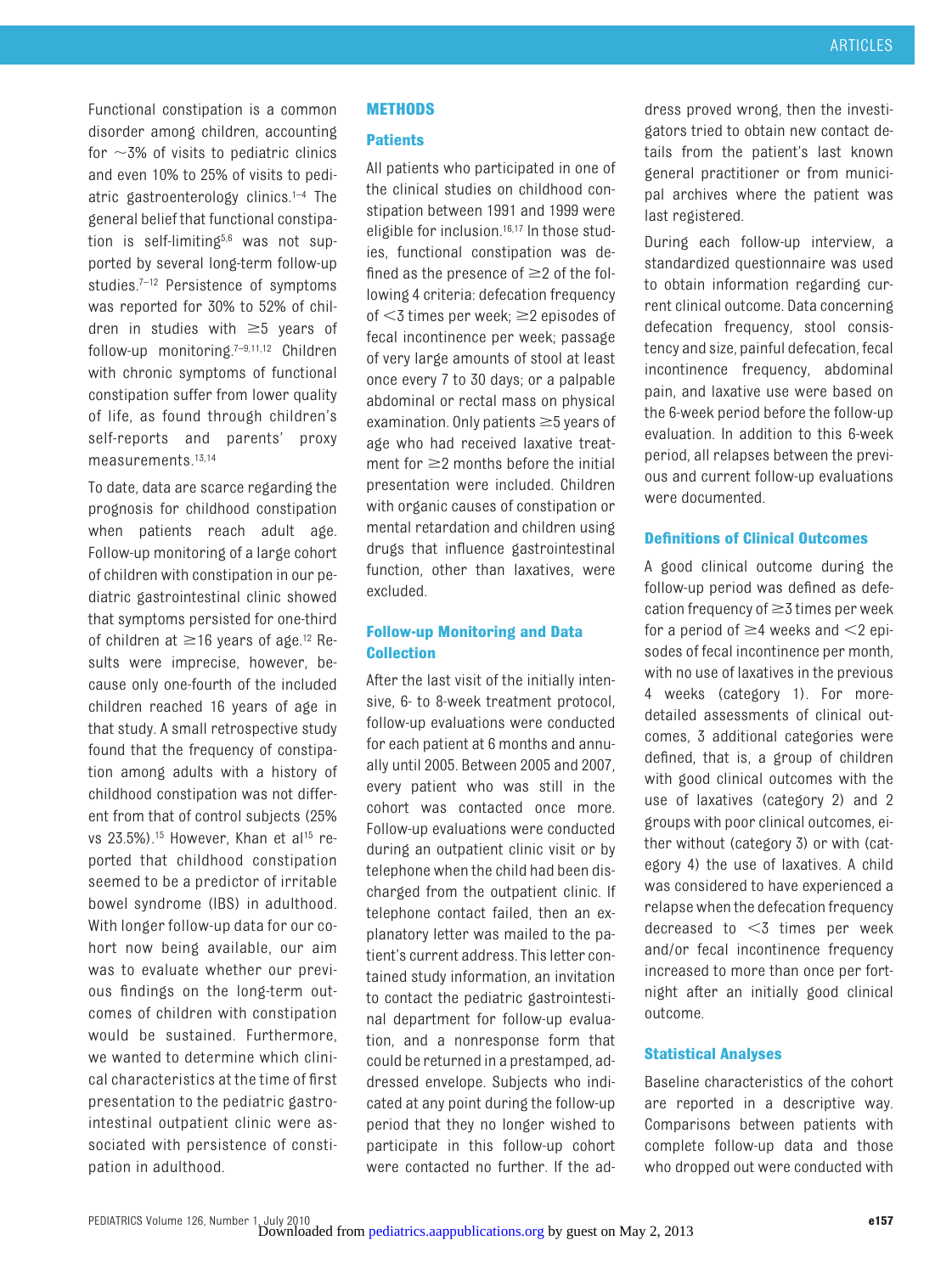Functional constipation is a common disorder among children, accounting for ~3% of visits to pediatric clinics and even 10% to 25% of visits to pediatric gastroenterology clinics.[1–4] The general belief that functional constipation is self-limiting[5,6] was not supported by several long-term follow-up studies.[7–12] Persistence of symptoms was reported for 30% to 52% of children in studies with ≥5 years of follow-up monitoring.[7–9,11,12] Children with chronic symptoms of functional constipation suffer from lower quality of life, as found through children's self-reports and parents' proxy measurements.[13,14]

To date, data are scarce regarding the prognosis for childhood constipation when patients reach adult age. Follow-up monitoring of a large cohort of children with constipation in our pediatric gastrointestinal clinic showed that symptoms persisted for one-third of children at ≥16 years of age.[12] Results were imprecise, however, because only one-fourth of the included children reached 16 years of age in that study. A small retrospective study found that the frequency of constipation among adults with a history of childhood constipation was not different from that of control subjects (25% vs 23.5%).[15] However, Khan et al[15] reported that childhood constipation seemed to be a predictor of irritable bowel syndrome (IBS) in adulthood. With longer follow-up data for our cohort now being available, our aim was to evaluate whether our previous findings on the long-term outcomes of children with constipation would be sustained. Furthermore, we wanted to determine which clinical characteristics at the time of first presentation to the pediatric gastrointestinal outpatient clinic were associated with persistence of constipation in adulthood.

## METHODS

### Patients

All patients who participated in one of the clinical studies on childhood constipation between 1991 and 1999 were eligible for inclusion.[16,17] In those studies, functional constipation was defined as the presence of ≥2 of the following 4 criteria: defecation frequency of <3 times per week; ≥2 episodes of fecal incontinence per week; passage of very large amounts of stool at least once every 7 to 30 days; or a palpable abdominal or rectal mass on physical examination. Only patients ≥5 years of age who had received laxative treatment for ≥2 months before the initial presentation were included. Children with organic causes of constipation or mental retardation and children using drugs that influence gastrointestinal function, other than laxatives, were excluded.

### Follow-up Monitoring and Data Collection

After the last visit of the initially intensive, 6- to 8-week treatment protocol, follow-up evaluations were conducted for each patient at 6 months and annually until 2005. Between 2005 and 2007, every patient who was still in the cohort was contacted once more. Follow-up evaluations were conducted during an outpatient clinic visit or by telephone when the child had been discharged from the outpatient clinic. If telephone contact failed, then an explanatory letter was mailed to the patient's current address. This letter contained study information, an invitation to contact the pediatric gastrointestinal department for follow-up evaluation, and a nonresponse form that could be returned in a prestamped, addressed envelope. Subjects who indicated at any point during the follow-up period that they no longer wished to participate in this follow-up cohort were contacted no further. If the address proved wrong, then the investigators tried to obtain new contact details from the patient's last known general practitioner or from municipal archives where the patient was last registered.

During each follow-up interview, a standardized questionnaire was used to obtain information regarding current clinical outcome. Data concerning defecation frequency, stool consistency and size, painful defecation, fecal incontinence frequency, abdominal pain, and laxative use were based on the 6-week period before the follow-up evaluation. In addition to this 6-week period, all relapses between the previous and current follow-up evaluations were documented.

### Definitions of Clinical Outcomes

A good clinical outcome during the follow-up period was defined as defecation frequency of ≥3 times per week for a period of ≥4 weeks and <2 episodes of fecal incontinence per month, with no use of laxatives in the previous 4 weeks (category 1). For more-detailed assessments of clinical outcomes, 3 additional categories were defined, that is, a group of children with good clinical outcomes with the use of laxatives (category 2) and 2 groups with poor clinical outcomes, either without (category 3) or with (category 4) the use of laxatives. A child was considered to have experienced a relapse when the defecation frequency decreased to <3 times per week and/or fecal incontinence frequency increased to more than once per fortnight after an initially good clinical outcome.

### Statistical Analyses

Baseline characteristics of the cohort are reported in a descriptive way. Comparisons between patients with complete follow-up data and those who dropped out were conducted with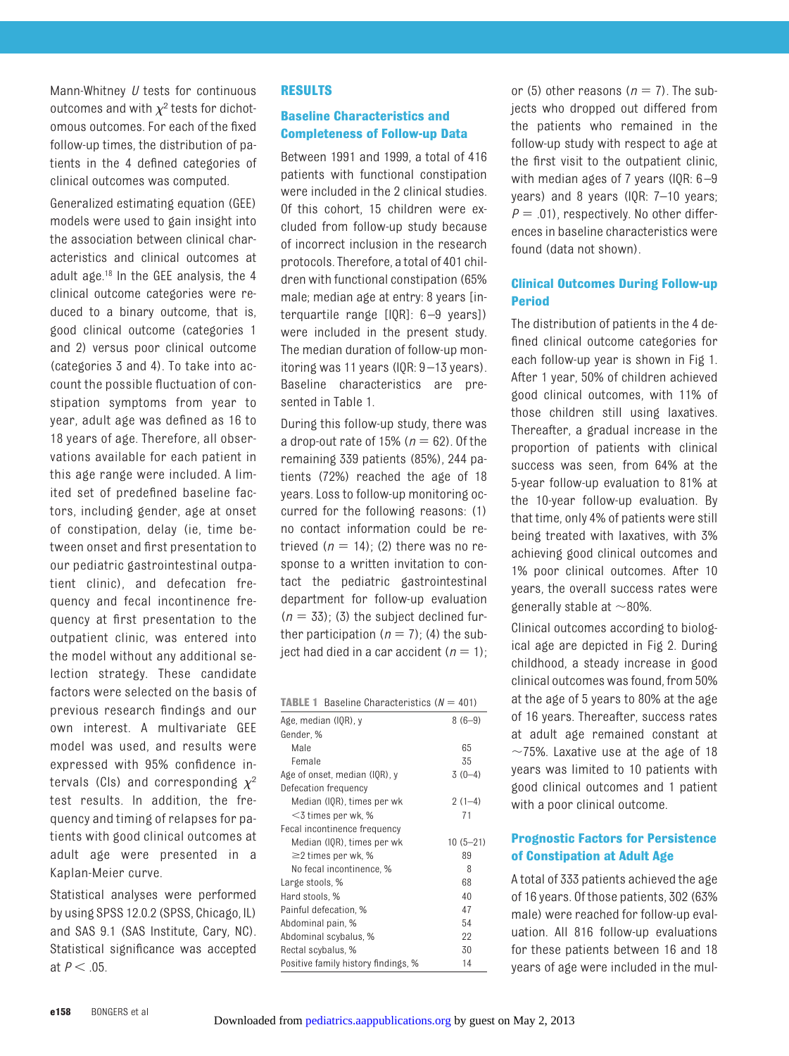Mann-Whitney *U* tests for continuous outcomes and with $\chi^2$ tests for dichotomous outcomes. For each of the fixed follow-up times, the distribution of patients in the 4 defined categories of clinical outcomes was computed.

Generalized estimating equation (GEE) models were used to gain insight into the association between clinical characteristics and clinical outcomes at adult age.[18] In the GEE analysis, the 4 clinical outcome categories were reduced to a binary outcome, that is, good clinical outcome (categories 1 and 2) versus poor clinical outcome (categories 3 and 4). To take into account the possible fluctuation of constipation symptoms from year to year, adult age was defined as 16 to 18 years of age. Therefore, all observations available for each patient in this age range were included. A limited set of predefined baseline factors, including gender, age at onset of constipation, delay (ie, time between onset and first presentation to our pediatric gastrointestinal outpatient clinic), and defecation frequency and fecal incontinence frequency at first presentation to the outpatient clinic, was entered into the model without any additional selection strategy. These candidate factors were selected on the basis of previous research findings and our own interest. A multivariate GEE model was used, and results were expressed with 95% confidence intervals (CIs) and corresponding $\chi^2$ test results. In addition, the frequency and timing of relapses for patients with good clinical outcomes at adult age were presented in a Kaplan-Meier curve.

Statistical analyses were performed by using SPSS 12.0.2 (SPSS, Chicago, IL) and SAS 9.1 (SAS Institute, Cary, NC). Statistical significance was accepted at $P < .05$.

## RESULTS

### Baseline Characteristics and Completeness of Follow-up Data

Between 1991 and 1999, a total of 416 patients with functional constipation were included in the 2 clinical studies. Of this cohort, 15 children were excluded from follow-up study because of incorrect inclusion in the research protocols. Therefore, a total of 401 children with functional constipation (65% male; median age at entry: 8 years [interquartile range [IQR]: 6–9 years]) were included in the present study. The median duration of follow-up monitoring was 11 years (IQR: 9–13 years). Baseline characteristics are presented in Table 1.

During this follow-up study, there was a drop-out rate of 15% ($n = 62$). Of the remaining 339 patients (85%), 244 patients (72%) reached the age of 18 years. Loss to follow-up monitoring occurred for the following reasons: (1) no contact information could be retrieved ($n = 14$); (2) there was no response to a written invitation to contact the pediatric gastrointestinal department for follow-up evaluation ($n = 33$); (3) the subject declined further participation ($n = 7$); (4) the subject had died in a car accident ($n = 1$); or (5) other reasons ($n = 7$). The subjects who dropped out differed from the patients who remained in the follow-up study with respect to age at the first visit to the outpatient clinic, with median ages of 7 years (IQR: 6–9 years) and 8 years (IQR: 7–10 years; $P = .01$), respectively. No other differences in baseline characteristics were found (data not shown).

**TABLE 1** Baseline Characteristics ($N = 401$)

| | |
|---|---|
| Age, median (IQR), y | 8 (6–9) |
| Gender, % | |
| Male | 65 |
| Female | 35 |
| Age of onset, median (IQR), y | 3 (0–4) |
| Defecation frequency | |
| Median (IQR), times per wk | 2 (1–4) |
| <3 times per wk, % | 71 |
| Fecal incontinence frequency | |
| Median (IQR), times per wk | 10 (5–21) |
| ≥2 times per wk, % | 89 |
| No fecal incontinence, % | 8 |
| Large stools, % | 68 |
| Hard stools, % | 40 |
| Painful defecation, % | 47 |
| Abdominal pain, % | 54 |
| Abdominal scybalus, % | 22 |
| Rectal scybalus, % | 30 |
| Positive family history findings, % | 14 |

### Clinical Outcomes During Follow-up Period

The distribution of patients in the 4 defined clinical outcome categories for each follow-up year is shown in Fig 1. After 1 year, 50% of children achieved good clinical outcomes, with 11% of those children still using laxatives. Thereafter, a gradual increase in the proportion of patients with clinical success was seen, from 64% at the 5-year follow-up evaluation to 81% at the 10-year follow-up evaluation. By that time, only 4% of patients were still being treated with laxatives, with 3% achieving good clinical outcomes and 1% poor clinical outcomes. After 10 years, the overall success rates were generally stable at ~80%.

Clinical outcomes according to biological age are depicted in Fig 2. During childhood, a steady increase in good clinical outcomes was found, from 50% at the age of 5 years to 80% at the age of 16 years. Thereafter, success rates at adult age remained constant at ~75%. Laxative use at the age of 18 years was limited to 10 patients with good clinical outcomes and 1 patient with a poor clinical outcome.

### Prognostic Factors for Persistence of Constipation at Adult Age

A total of 333 patients achieved the age of 16 years. Of those patients, 302 (63% male) were reached for follow-up evaluation. All 816 follow-up evaluations for these patients between 16 and 18 years of age were included in the mul-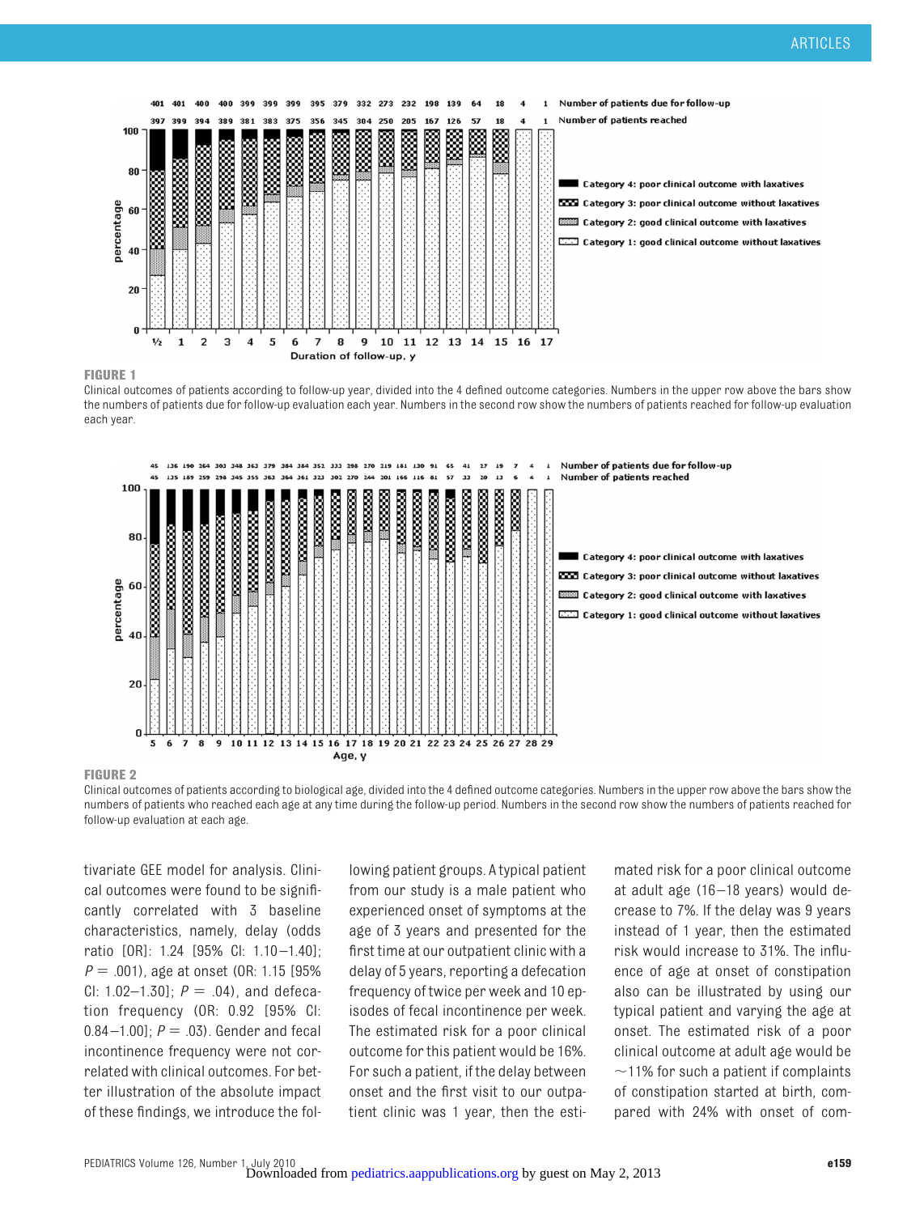**FIGURE 1**

Clinical outcomes of patients according to follow-up year, divided into the 4 defined outcome categories. Numbers in the upper row above the bars show the numbers of patients due for follow-up evaluation each year. Numbers in the second row show the numbers of patients reached for follow-up evaluation each year.

**FIGURE 2**

Clinical outcomes of patients according to biological age, divided into the 4 defined outcome categories. Numbers in the upper row above the bars show the numbers of patients who reached each age at any time during the follow-up period. Numbers in the second row show the numbers of patients reached for follow-up evaluation at each age.

tivariate GEE model for analysis. Clinical outcomes were found to be significantly correlated with 3 baseline characteristics, namely, delay (odds ratio [OR]: 1.24 [95% CI: 1.10–1.40]; $P = .001$), age at onset (OR: 1.15 [95% CI: 1.02–1.30]; $P = .04$), and defecation frequency (OR: 0.92 [95% CI: 0.84–1.00]; $P = .03$). Gender and fecal incontinence frequency were not correlated with clinical outcomes. For better illustration of the absolute impact of these findings, we introduce the following patient groups. A typical patient from our study is a male patient who experienced onset of symptoms at the age of 3 years and presented for the first time at our outpatient clinic with a delay of 5 years, reporting a defecation frequency of twice per week and 10 episodes of fecal incontinence per week. The estimated risk for a poor clinical outcome for this patient would be 16%. For such a patient, if the delay between onset and the first visit to our outpatient clinic was 1 year, then the estimated risk for a poor clinical outcome at adult age (16–18 years) would decrease to 7%. If the delay was 9 years instead of 1 year, then the estimated risk would increase to 31%. The influence of age at onset of constipation also can be illustrated by using our typical patient and varying the age at onset. The estimated risk of a poor clinical outcome at adult age would be ~11% for such a patient if complaints of constipation started at birth, compared with 24% with onset of com-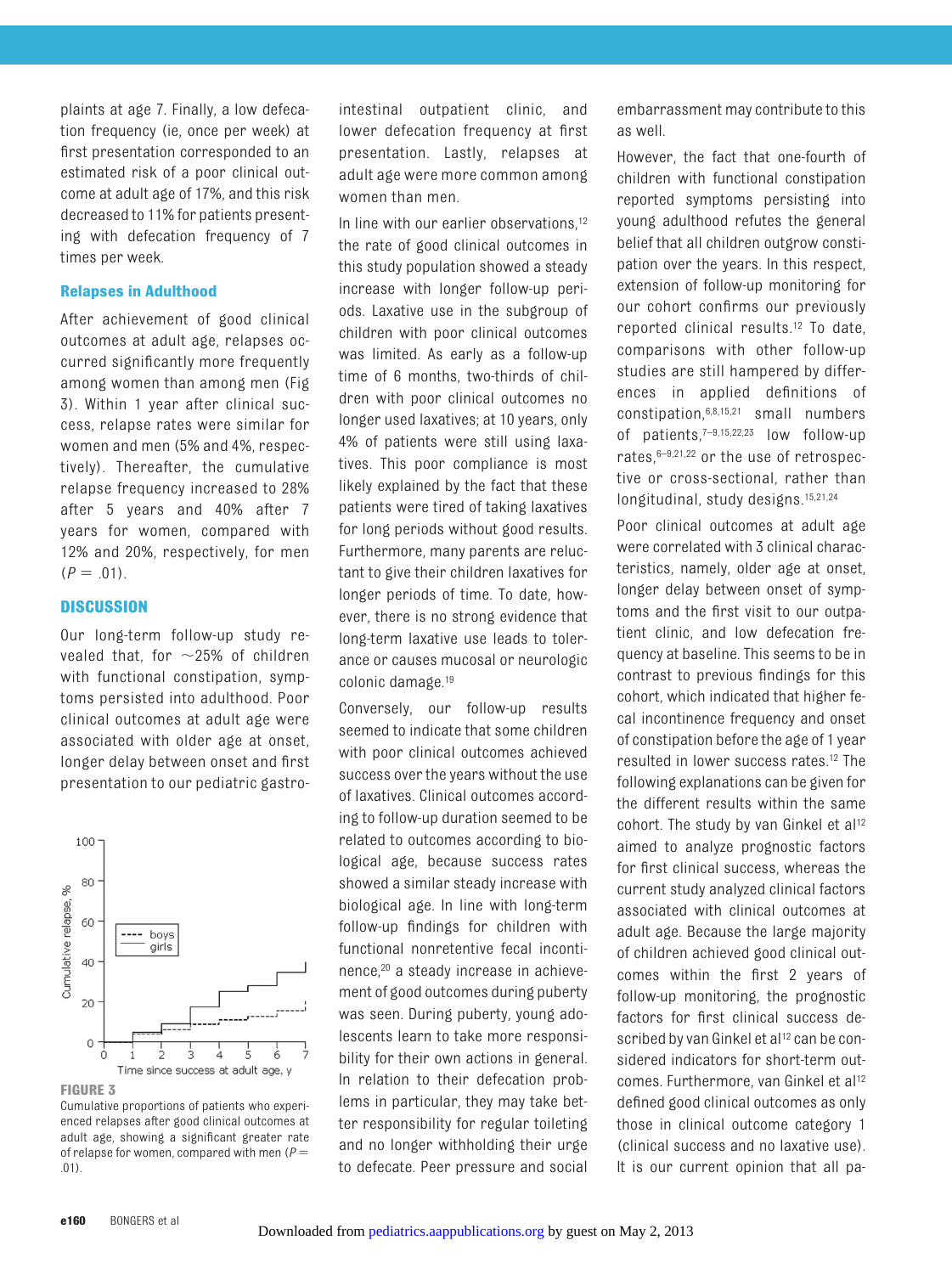plaints at age 7. Finally, a low defecation frequency (ie, once per week) at first presentation corresponded to an estimated risk of a poor clinical outcome at adult age of 17%, and this risk decreased to 11% for patients presenting with defecation frequency of 7 times per week.

### Relapses in Adulthood

After achievement of good clinical outcomes at adult age, relapses occurred significantly more frequently among women than among men (Fig 3). Within 1 year after clinical success, relapse rates were similar for women and men (5% and 4%, respectively). Thereafter, the cumulative relapse frequency increased to 28% after 5 years and 40% after 7 years for women, compared with 12% and 20%, respectively, for men ($P = .01$).

## DISCUSSION

Our long-term follow-up study revealed that, for ~25% of children with functional constipation, symptoms persisted into adulthood. Poor clinical outcomes at adult age were associated with older age at onset, longer delay between onset and first presentation to our pediatric gastrointestinal outpatient clinic, and lower defecation frequency at first presentation. Lastly, relapses at adult age were more common among women than men.

**FIGURE 3**
Cumulative proportions of patients who experienced relapses after good clinical outcomes at adult age, showing a significant greater rate of relapse for women, compared with men ($P = .01$).

In line with our earlier observations,[12] the rate of good clinical outcomes in this study population showed a steady increase with longer follow-up periods. Laxative use in the subgroup of children with poor clinical outcomes was limited. As early as a follow-up time of 6 months, two-thirds of children with poor clinical outcomes no longer used laxatives; at 10 years, only 4% of patients were still using laxatives. This poor compliance is most likely explained by the fact that these patients were tired of taking laxatives for long periods without good results. Furthermore, many parents are reluctant to give their children laxatives for longer periods of time. To date, however, there is no strong evidence that long-term laxative use leads to tolerance or causes mucosal or neurologic colonic damage.[19]

Conversely, our follow-up results seemed to indicate that some children with poor clinical outcomes achieved success over the years without the use of laxatives. Clinical outcomes according to follow-up duration seemed to be related to outcomes according to biological age, because success rates showed a similar steady increase with biological age. In line with long-term follow-up findings for children with functional nonretentive fecal incontinence,[20] a steady increase in achievement of good outcomes during puberty was seen. During puberty, young adolescents learn to take more responsibility for their own actions in general. In relation to their defecation problems in particular, they may take better responsibility for regular toileting and no longer withholding their urge to defecate. Peer pressure and social embarrassment may contribute to this as well.

However, the fact that one-fourth of children with functional constipation reported symptoms persisting into young adulthood refutes the general belief that all children outgrow constipation over the years. In this respect, extension of follow-up monitoring for our cohort confirms our previously reported clinical results.[12] To date, comparisons with other follow-up studies are still hampered by differences in applied definitions of constipation,[6,8,15,21] small numbers of patients,[7–9,15,22,23] low follow-up rates,[6–9,21,22] or the use of retrospective or cross-sectional, rather than longitudinal, study designs.[15,21,24]

Poor clinical outcomes at adult age were correlated with 3 clinical characteristics, namely, older age at onset, longer delay between onset of symptoms and the first visit to our outpatient clinic, and low defecation frequency at baseline. This seems to be in contrast to previous findings for this cohort, which indicated that higher fecal incontinence frequency and onset of constipation before the age of 1 year resulted in lower success rates.[12] The following explanations can be given for the different results within the same cohort. The study by van Ginkel et al[12] aimed to analyze prognostic factors for first clinical success, whereas the current study analyzed clinical factors associated with clinical outcomes at adult age. Because the large majority of children achieved good clinical outcomes within the first 2 years of follow-up monitoring, the prognostic factors for first clinical success described by van Ginkel et al[12] can be considered indicators for short-term outcomes. Furthermore, van Ginkel et al[12] defined good clinical outcomes as only those in clinical outcome category 1 (clinical success and no laxative use). It is our current opinion that all pa-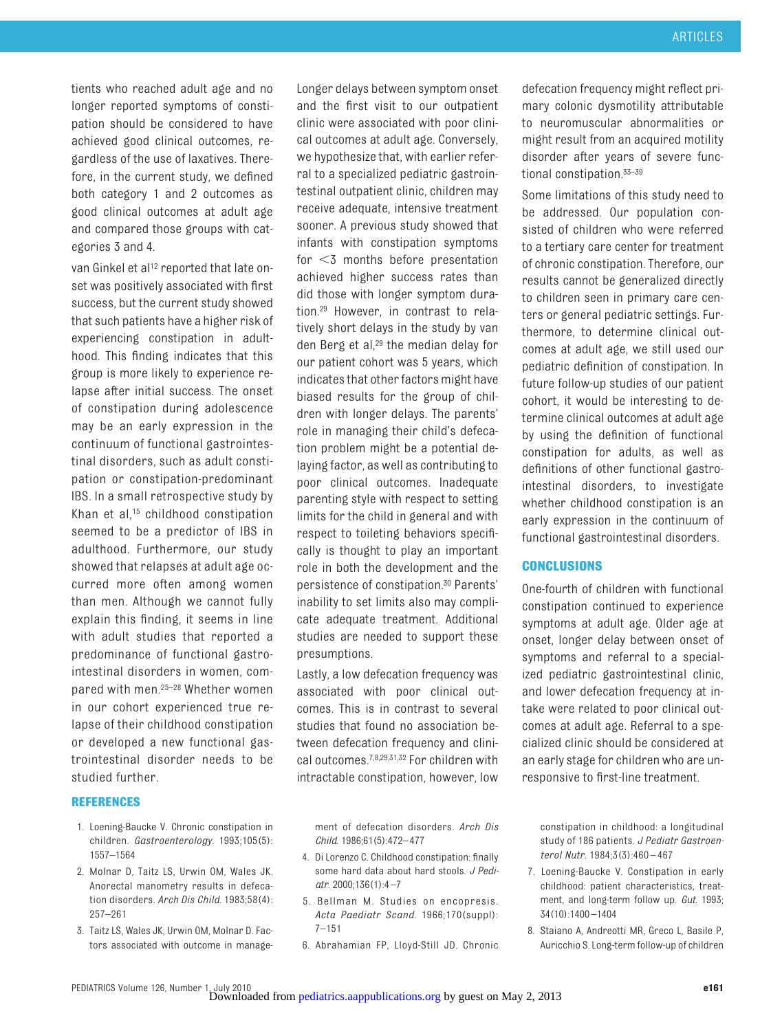tients who reached adult age and no longer reported symptoms of constipation should be considered to have achieved good clinical outcomes, regardless of the use of laxatives. Therefore, in the current study, we defined both category 1 and 2 outcomes as good clinical outcomes at adult age and compared those groups with categories 3 and 4.

van Ginkel et al[12] reported that late onset was positively associated with first success, but the current study showed that such patients have a higher risk of experiencing constipation in adulthood. This finding indicates that this group is more likely to experience relapse after initial success. The onset of constipation during adolescence may be an early expression in the continuum of functional gastrointestinal disorders, such as adult constipation or constipation-predominant IBS. In a small retrospective study by Khan et al,[15] childhood constipation seemed to be a predictor of IBS in adulthood. Furthermore, our study showed that relapses at adult age occurred more often among women than men. Although we cannot fully explain this finding, it seems in line with adult studies that reported a predominance of functional gastrointestinal disorders in women, compared with men.[25–28] Whether women in our cohort experienced true relapse of their childhood constipation or developed a new functional gastrointestinal disorder needs to be studied further.

Longer delays between symptom onset and the first visit to our outpatient clinic were associated with poor clinical outcomes at adult age. Conversely, we hypothesize that, with earlier referral to a specialized pediatric gastrointestinal outpatient clinic, children may receive adequate, intensive treatment sooner. A previous study showed that infants with constipation symptoms for <3 months before presentation achieved higher success rates than did those with longer symptom duration.[29] However, in contrast to relatively short delays in the study by van den Berg et al,[29] the median delay for our patient cohort was 5 years, which indicates that other factors might have biased results for the group of children with longer delays. The parents' role in managing their child's defecation problem might be a potential delaying factor, as well as contributing to poor clinical outcomes. Inadequate parenting style with respect to setting limits for the child in general and with respect to toileting behaviors specifically is thought to play an important role in both the development and the persistence of constipation.[30] Parents' inability to set limits also may complicate adequate treatment. Additional studies are needed to support these presumptions.

Lastly, a low defecation frequency was associated with poor clinical outcomes. This is in contrast to several studies that found no association between defecation frequency and clinical outcomes.[7,8,29,31,32] For children with intractable constipation, however, low defecation frequency might reflect primary colonic dysmotility attributable to neuromuscular abnormalities or might result from an acquired motility disorder after years of severe functional constipation.[33–39]

Some limitations of this study need to be addressed. Our population consisted of children who were referred to a tertiary care center for treatment of chronic constipation. Therefore, our results cannot be generalized directly to children seen in primary care centers or general pediatric settings. Furthermore, to determine clinical outcomes at adult age, we still used our pediatric definition of constipation. In future follow-up studies of our patient cohort, it would be interesting to determine clinical outcomes at adult age by using the definition of functional constipation for adults, as well as definitions of other functional gastrointestinal disorders, to investigate whether childhood constipation is an early expression in the continuum of functional gastrointestinal disorders.

## CONCLUSIONS

One-fourth of children with functional constipation continued to experience symptoms at adult age. Older age at onset, longer delay between onset of symptoms and referral to a specialized pediatric gastrointestinal clinic, and lower defecation frequency at intake were related to poor clinical outcomes at adult age. Referral to a specialized clinic should be considered at an early stage for children who are unresponsive to first-line treatment.

## REFERENCES

1. Loening-Baucke V. Chronic constipation in children. *Gastroenterology*. 1993;105(5):1557–1564
2. Molnar D, Taitz LS, Urwin OM, Wales JK. Anorectal manometry results in defecation disorders. *Arch Dis Child*. 1983;58(4):257–261
3. Taitz LS, Wales JK, Urwin OM, Molnar D. Factors associated with outcome in management of defecation disorders. *Arch Dis Child*. 1986;61(5):472–477
4. Di Lorenzo C. Childhood constipation: finally some hard data about hard stools. *J Pediatr*. 2000;136(1):4–7
5. Bellman M. Studies on encopresis. *Acta Paediatr Scand*. 1966;170(suppl):7–151
6. Abrahamian FP, Lloyd-Still JD. Chronic constipation in childhood: a longitudinal study of 186 patients. *J Pediatr Gastroenterol Nutr*. 1984;3(3):460–467
7. Loening-Baucke V. Constipation in early childhood: patient characteristics, treatment, and long-term follow up. *Gut*. 1993;34(10):1400–1404
8. Staiano A, Andreotti MR, Greco L, Basile P, Auricchio S. Long-term follow-up of children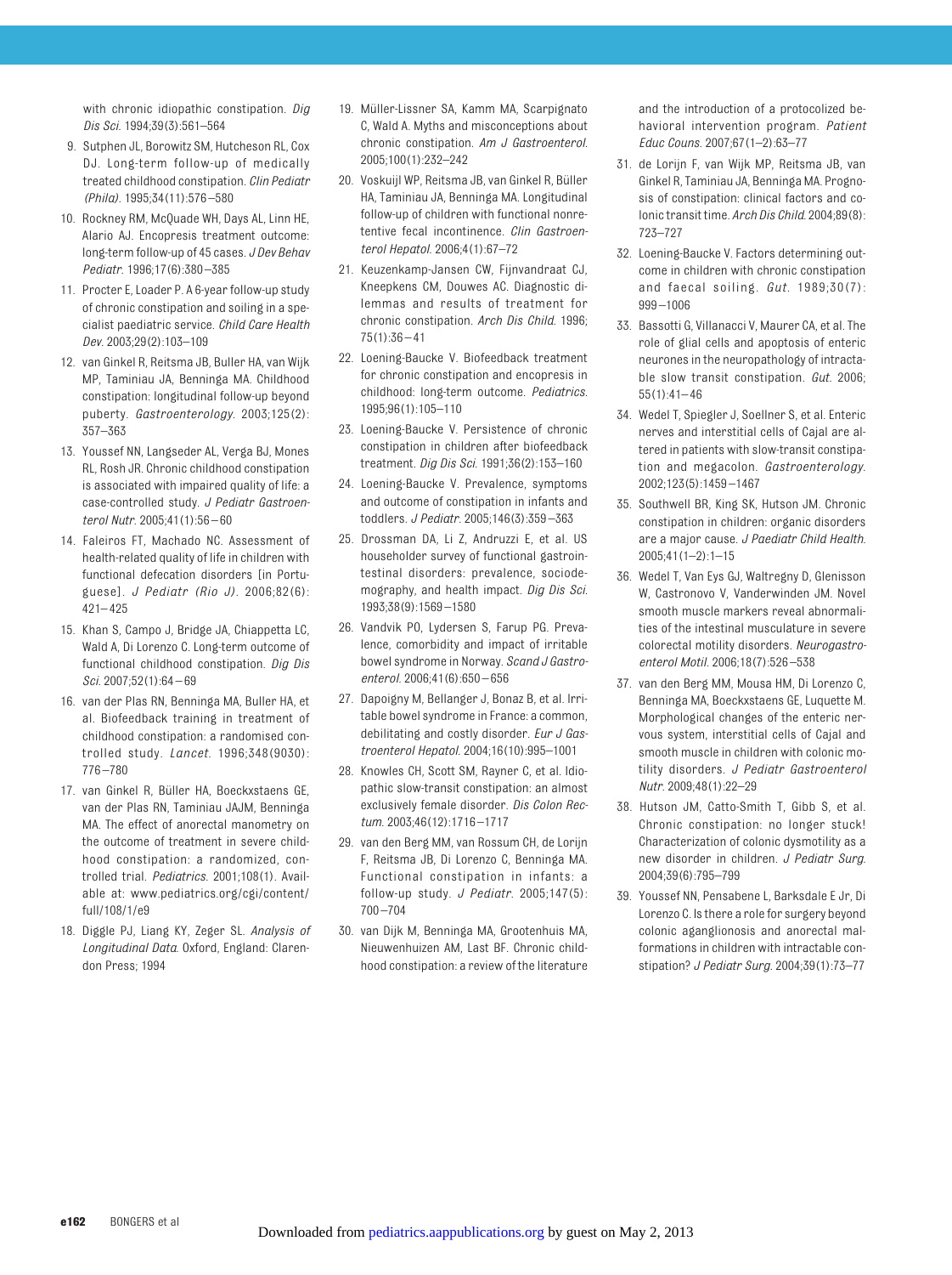with chronic idiopathic constipation. *Dig Dis Sci.* 1994;39(3):561–564

9. Sutphen JL, Borowitz SM, Hutcheson RL, Cox DJ. Long-term follow-up of medically treated childhood constipation. *Clin Pediatr (Phila).* 1995;34(11):576–580
10. Rockney RM, McQuade WH, Days AL, Linn HE, Alario AJ. Encopresis treatment outcome: long-term follow-up of 45 cases. *J Dev Behav Pediatr.* 1996;17(6):380–385
11. Procter E, Loader P. A 6-year follow-up study of chronic constipation and soiling in a specialist paediatric service. *Child Care Health Dev.* 2003;29(2):103–109
12. van Ginkel R, Reitsma JB, Buller HA, van Wijk MP, Taminiau JA, Benninga MA. Childhood constipation: longitudinal follow-up beyond puberty. *Gastroenterology.* 2003;125(2):357–363
13. Youssef NN, Langseder AL, Verga BJ, Mones RL, Rosh JR. Chronic childhood constipation is associated with impaired quality of life: a case-controlled study. *J Pediatr Gastroenterol Nutr.* 2005;41(1):56–60
14. Faleiros FT, Machado NC. Assessment of health-related quality of life in children with functional defecation disorders [in Portuguese]. *J Pediatr (Rio J).* 2006;82(6):421–425
15. Khan S, Campo J, Bridge JA, Chiappetta LC, Wald A, Di Lorenzo C. Long-term outcome of functional childhood constipation. *Dig Dis Sci.* 2007;52(1):64–69
16. van der Plas RN, Benninga MA, Buller HA, et al. Biofeedback training in treatment of childhood constipation: a randomised controlled study. *Lancet.* 1996;348(9030):776–780
17. van Ginkel R, Büller HA, Boeckxstaens GE, van der Plas RN, Taminiau JAJM, Benninga MA. The effect of anorectal manometry on the outcome of treatment in severe childhood constipation: a randomized, controlled trial. *Pediatrics.* 2001;108(1). Available at: www.pediatrics.org/cgi/content/full/108/1/e9
18. Diggle PJ, Liang KY, Zeger SL. *Analysis of Longitudinal Data.* Oxford, England: Clarendon Press; 1994
19. Müller-Lissner SA, Kamm MA, Scarpignato C, Wald A. Myths and misconceptions about chronic constipation. *Am J Gastroenterol.* 2005;100(1):232–242
20. Voskuijl WP, Reitsma JB, van Ginkel R, Büller HA, Taminiau JA, Benninga MA. Longitudinal follow-up of children with functional nonretentive fecal incontinence. *Clin Gastroenterol Hepatol.* 2006;4(1):67–72
21. Keuzenkamp-Jansen CW, Fijnvandraat CJ, Kneepkens CM, Douwes AC. Diagnostic dilemmas and results of treatment for chronic constipation. *Arch Dis Child.* 1996;75(1):36–41
22. Loening-Baucke V. Biofeedback treatment for chronic constipation and encopresis in childhood: long-term outcome. *Pediatrics.* 1995;96(1):105–110
23. Loening-Baucke V. Persistence of chronic constipation in children after biofeedback treatment. *Dig Dis Sci.* 1991;36(2):153–160
24. Loening-Baucke V. Prevalence, symptoms and outcome of constipation in infants and toddlers. *J Pediatr.* 2005;146(3):359–363
25. Drossman DA, Li Z, Andruzzi E, et al. US householder survey of functional gastrointestinal disorders: prevalence, sociodemography, and health impact. *Dig Dis Sci.* 1993;38(9):1569–1580
26. Vandvik PO, Lydersen S, Farup PG. Prevalence, comorbidity and impact of irritable bowel syndrome in Norway. *Scand J Gastroenterol.* 2006;41(6):650–656
27. Dapoigny M, Bellanger J, Bonaz B, et al. Irritable bowel syndrome in France: a common, debilitating and costly disorder. *Eur J Gastroenterol Hepatol.* 2004;16(10):995–1001
28. Knowles CH, Scott SM, Rayner C, et al. Idiopathic slow-transit constipation: an almost exclusively female disorder. *Dis Colon Rectum.* 2003;46(12):1716–1717
29. van den Berg MM, van Rossum CH, de Lorijn F, Reitsma JB, Di Lorenzo C, Benninga MA. Functional constipation in infants: a follow-up study. *J Pediatr.* 2005;147(5):700–704
30. van Dijk M, Benninga MA, Grootenhuis MA, Nieuwenhuizen AM, Last BF. Chronic childhood constipation: a review of the literature and the introduction of a protocolized behavioral intervention program. *Patient Educ Couns.* 2007;67(1–2):63–77
31. de Lorijn F, van Wijk MP, Reitsma JB, van Ginkel R, Taminiau JA, Benninga MA. Prognosis of constipation: clinical factors and colonic transit time. *Arch Dis Child.* 2004;89(8):723–727
32. Loening-Baucke V. Factors determining outcome in children with chronic constipation and faecal soiling. *Gut.* 1989;30(7):999–1006
33. Bassotti G, Villanacci V, Maurer CA, et al. The role of glial cells and apoptosis of enteric neurones in the neuropathology of intractable slow transit constipation. *Gut.* 2006;55(1):41–46
34. Wedel T, Spiegler J, Soellner S, et al. Enteric nerves and interstitial cells of Cajal are altered in patients with slow-transit constipation and megacolon. *Gastroenterology.* 2002;123(5):1459–1467
35. Southwell BR, King SK, Hutson JM. Chronic constipation in children: organic disorders are a major cause. *J Paediatr Child Health.* 2005;41(1–2):1–15
36. Wedel T, Van Eys GJ, Waltregny D, Glenisson W, Castronovo V, Vanderwinden JM. Novel smooth muscle markers reveal abnormalities of the intestinal musculature in severe colorectal motility disorders. *Neurogastroenterol Motil.* 2006;18(7):526–538
37. van den Berg MM, Mousa HM, Di Lorenzo C, Benninga MA, Boeckxstaens GE, Luquette M. Morphological changes of the enteric nervous system, interstitial cells of Cajal and smooth muscle in children with colonic motility disorders. *J Pediatr Gastroenterol Nutr.* 2009;48(1):22–29
38. Hutson JM, Catto-Smith T, Gibb S, et al. Chronic constipation: no longer stuck! Characterization of colonic dysmotility as a new disorder in children. *J Pediatr Surg.* 2004;39(6):795–799
39. Youssef NN, Pensabene L, Barksdale E Jr, Di Lorenzo C. Is there a role for surgery beyond colonic aganglionosis and anorectal malformations in children with intractable constipation? *J Pediatr Surg.* 2004;39(1):73–77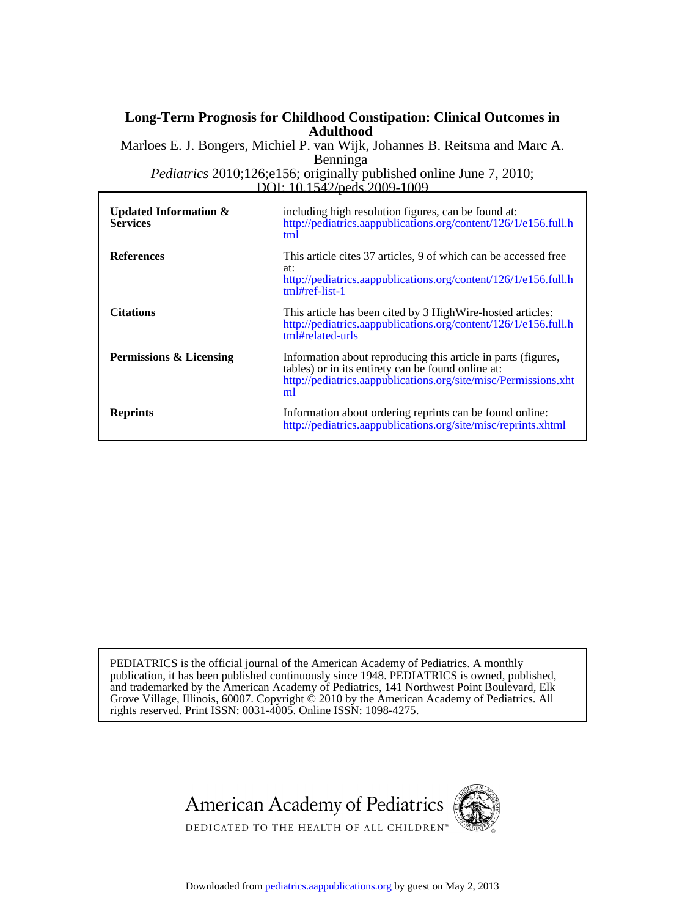**Long-Term Prognosis for Childhood Constipation: Clinical Outcomes in Adulthood**

Marloes E. J. Bongers, Michiel P. van Wijk, Johannes B. Reitsma and Marc A. Benninga

*Pediatrics* 2010;126;e156; originally published online June 7, 2010;
DOI: 10.1542/peds.2009-1009

| | |
|---|---|
| **Updated Information & Services** | including high resolution figures, can be found at: http://pediatrics.aappublications.org/content/126/1/e156.full.html |
| **References** | This article cites 37 articles, 9 of which can be accessed free at: http://pediatrics.aappublications.org/content/126/1/e156.full.html#ref-list-1 |
| **Citations** | This article has been cited by 3 HighWire-hosted articles: http://pediatrics.aappublications.org/content/126/1/e156.full.html#related-urls |
| **Permissions & Licensing** | Information about reproducing this article in parts (figures, tables) or in its entirety can be found online at: http://pediatrics.aappublications.org/site/misc/Permissions.xhtml |
| **Reprints** | Information about ordering reprints can be found online: http://pediatrics.aappublications.org/site/misc/reprints.xhtml |

PEDIATRICS is the official journal of the American Academy of Pediatrics. A monthly publication, it has been published continuously since 1948. PEDIATRICS is owned, published, and trademarked by the American Academy of Pediatrics, 141 Northwest Point Boulevard, Elk Grove Village, Illinois, 60007. Copyright © 2010 by the American Academy of Pediatrics. All rights reserved. Print ISSN: 0031-4005. Online ISSN: 1098-4275.

American Academy of Pediatrics
DEDICATED TO THE HEALTH OF ALL CHILDREN™